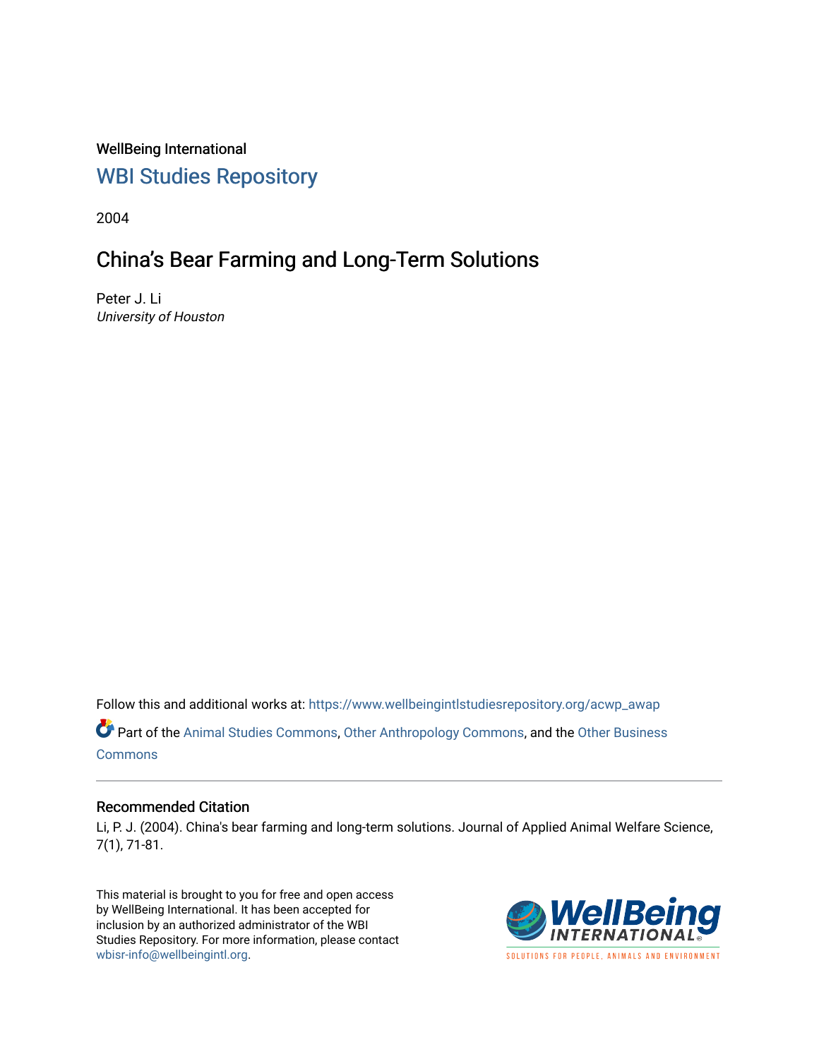WellBeing International

## WBI Studies Repository

2004

# China's Bear Farming and Long-Term Solutions

Peter J. Li

*University of Houston*

Follow this and additional works at: https://www.wellbeingintlstudiesrepository.org/acwp_awap

Part of the Animal Studies Commons, Other Anthropology Commons, and the Other Business Commons

### Recommended Citation

Li, P. J. (2004). China's bear farming and long-term solutions. Journal of Applied Animal Welfare Science, 7(1), 71-81.

This material is brought to you for free and open access by WellBeing International. It has been accepted for inclusion by an authorized administrator of the WBI Studies Repository. For more information, please contact wbisr-info@wellbeingintl.org.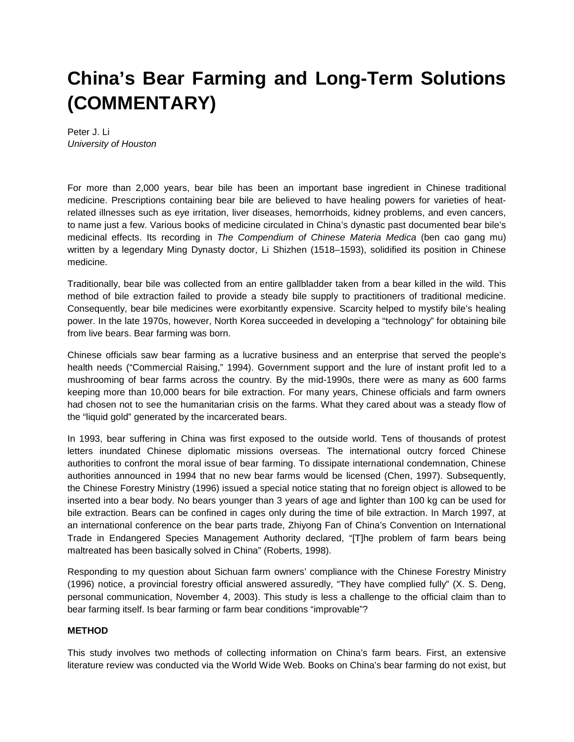# China's Bear Farming and Long-Term Solutions (COMMENTARY)

Peter J. Li
*University of Houston*

For more than 2,000 years, bear bile has been an important base ingredient in Chinese traditional medicine. Prescriptions containing bear bile are believed to have healing powers for varieties of heat-related illnesses such as eye irritation, liver diseases, hemorrhoids, kidney problems, and even cancers, to name just a few. Various books of medicine circulated in China's dynastic past documented bear bile's medicinal effects. Its recording in *The Compendium of Chinese Materia Medica* (ben cao gang mu) written by a legendary Ming Dynasty doctor, Li Shizhen (1518–1593), solidified its position in Chinese medicine.

Traditionally, bear bile was collected from an entire gallbladder taken from a bear killed in the wild. This method of bile extraction failed to provide a steady bile supply to practitioners of traditional medicine. Consequently, bear bile medicines were exorbitantly expensive. Scarcity helped to mystify bile's healing power. In the late 1970s, however, North Korea succeeded in developing a "technology" for obtaining bile from live bears. Bear farming was born.

Chinese officials saw bear farming as a lucrative business and an enterprise that served the people's health needs ("Commercial Raising," 1994). Government support and the lure of instant profit led to a mushrooming of bear farms across the country. By the mid-1990s, there were as many as 600 farms keeping more than 10,000 bears for bile extraction. For many years, Chinese officials and farm owners had chosen not to see the humanitarian crisis on the farms. What they cared about was a steady flow of the "liquid gold" generated by the incarcerated bears.

In 1993, bear suffering in China was first exposed to the outside world. Tens of thousands of protest letters inundated Chinese diplomatic missions overseas. The international outcry forced Chinese authorities to confront the moral issue of bear farming. To dissipate international condemnation, Chinese authorities announced in 1994 that no new bear farms would be licensed (Chen, 1997). Subsequently, the Chinese Forestry Ministry (1996) issued a special notice stating that no foreign object is allowed to be inserted into a bear body. No bears younger than 3 years of age and lighter than 100 kg can be used for bile extraction. Bears can be confined in cages only during the time of bile extraction. In March 1997, at an international conference on the bear parts trade, Zhiyong Fan of China's Convention on International Trade in Endangered Species Management Authority declared, "[T]he problem of farm bears being maltreated has been basically solved in China" (Roberts, 1998).

Responding to my question about Sichuan farm owners' compliance with the Chinese Forestry Ministry (1996) notice, a provincial forestry official answered assuredly, "They have complied fully" (X. S. Deng, personal communication, November 4, 2003). This study is less a challenge to the official claim than to bear farming itself. Is bear farming or farm bear conditions "improvable"?

**METHOD**

This study involves two methods of collecting information on China's farm bears. First, an extensive literature review was conducted via the World Wide Web. Books on China's bear farming do not exist, but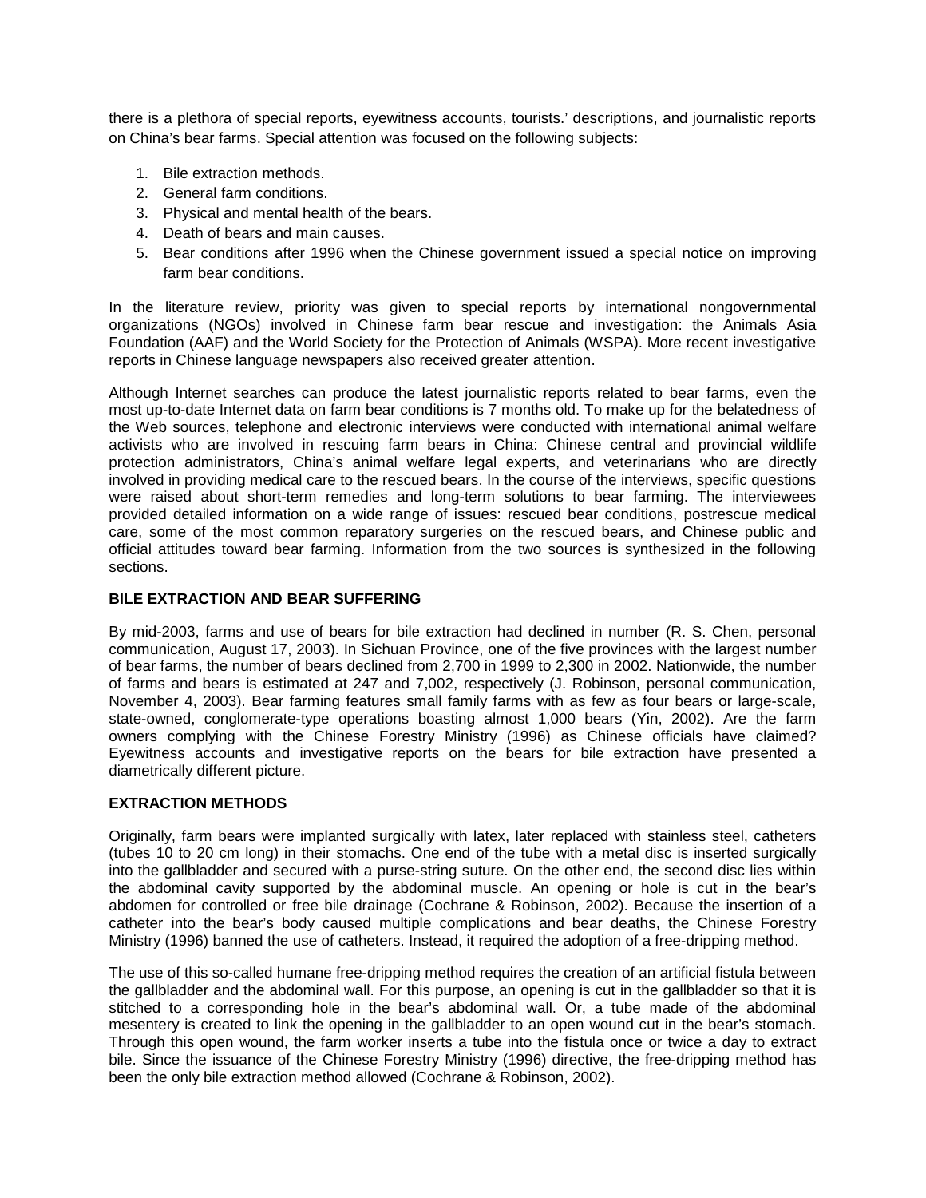there is a plethora of special reports, eyewitness accounts, tourists.' descriptions, and journalistic reports on China's bear farms. Special attention was focused on the following subjects:

1. Bile extraction methods.
2. General farm conditions.
3. Physical and mental health of the bears.
4. Death of bears and main causes.
5. Bear conditions after 1996 when the Chinese government issued a special notice on improving farm bear conditions.

In the literature review, priority was given to special reports by international nongovernmental organizations (NGOs) involved in Chinese farm bear rescue and investigation: the Animals Asia Foundation (AAF) and the World Society for the Protection of Animals (WSPA). More recent investigative reports in Chinese language newspapers also received greater attention.

Although Internet searches can produce the latest journalistic reports related to bear farms, even the most up-to-date Internet data on farm bear conditions is 7 months old. To make up for the belatedness of the Web sources, telephone and electronic interviews were conducted with international animal welfare activists who are involved in rescuing farm bears in China: Chinese central and provincial wildlife protection administrators, China's animal welfare legal experts, and veterinarians who are directly involved in providing medical care to the rescued bears. In the course of the interviews, specific questions were raised about short-term remedies and long-term solutions to bear farming. The interviewees provided detailed information on a wide range of issues: rescued bear conditions, postrescue medical care, some of the most common reparatory surgeries on the rescued bears, and Chinese public and official attitudes toward bear farming. Information from the two sources is synthesized in the following sections.

### BILE EXTRACTION AND BEAR SUFFERING

By mid-2003, farms and use of bears for bile extraction had declined in number (R. S. Chen, personal communication, August 17, 2003). In Sichuan Province, one of the five provinces with the largest number of bear farms, the number of bears declined from 2,700 in 1999 to 2,300 in 2002. Nationwide, the number of farms and bears is estimated at 247 and 7,002, respectively (J. Robinson, personal communication, November 4, 2003). Bear farming features small family farms with as few as four bears or large-scale, state-owned, conglomerate-type operations boasting almost 1,000 bears (Yin, 2002). Are the farm owners complying with the Chinese Forestry Ministry (1996) as Chinese officials have claimed? Eyewitness accounts and investigative reports on the bears for bile extraction have presented a diametrically different picture.

### EXTRACTION METHODS

Originally, farm bears were implanted surgically with latex, later replaced with stainless steel, catheters (tubes 10 to 20 cm long) in their stomachs. One end of the tube with a metal disc is inserted surgically into the gallbladder and secured with a purse-string suture. On the other end, the second disc lies within the abdominal cavity supported by the abdominal muscle. An opening or hole is cut in the bear's abdomen for controlled or free bile drainage (Cochrane & Robinson, 2002). Because the insertion of a catheter into the bear's body caused multiple complications and bear deaths, the Chinese Forestry Ministry (1996) banned the use of catheters. Instead, it required the adoption of a free-dripping method.

The use of this so-called humane free-dripping method requires the creation of an artificial fistula between the gallbladder and the abdominal wall. For this purpose, an opening is cut in the gallbladder so that it is stitched to a corresponding hole in the bear's abdominal wall. Or, a tube made of the abdominal mesentery is created to link the opening in the gallbladder to an open wound cut in the bear's stomach. Through this open wound, the farm worker inserts a tube into the fistula once or twice a day to extract bile. Since the issuance of the Chinese Forestry Ministry (1996) directive, the free-dripping method has been the only bile extraction method allowed (Cochrane & Robinson, 2002).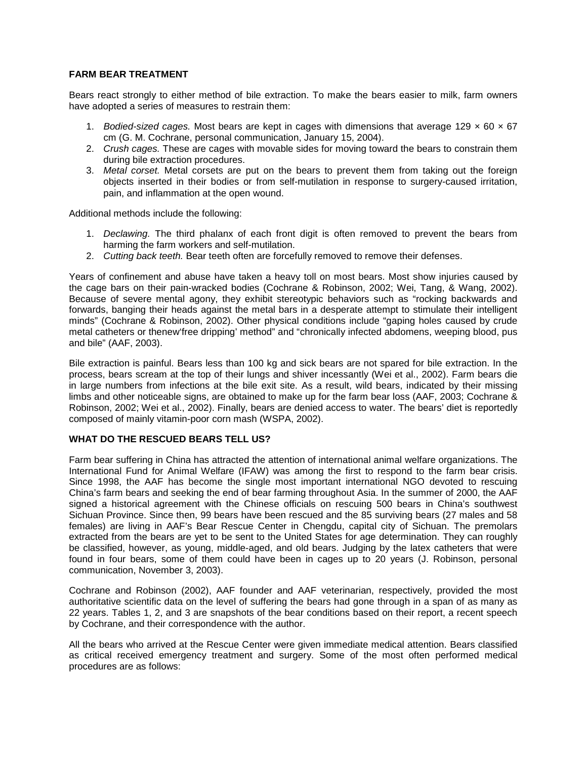## FARM BEAR TREATMENT

Bears react strongly to either method of bile extraction. To make the bears easier to milk, farm owners have adopted a series of measures to restrain them:

1. *Bodied-sized cages.* Most bears are kept in cages with dimensions that average 129 × 60 × 67 cm (G. M. Cochrane, personal communication, January 15, 2004).
2. *Crush cages.* These are cages with movable sides for moving toward the bears to constrain them during bile extraction procedures.
3. *Metal corset.* Metal corsets are put on the bears to prevent them from taking out the foreign objects inserted in their bodies or from self-mutilation in response to surgery-caused irritation, pain, and inflammation at the open wound.

Additional methods include the following:

1. *Declawing.* The third phalanx of each front digit is often removed to prevent the bears from harming the farm workers and self-mutilation.
2. *Cutting back teeth.* Bear teeth often are forcefully removed to remove their defenses.

Years of confinement and abuse have taken a heavy toll on most bears. Most show injuries caused by the cage bars on their pain-wracked bodies (Cochrane & Robinson, 2002; Wei, Tang, & Wang, 2002). Because of severe mental agony, they exhibit stereotypic behaviors such as "rocking backwards and forwards, banging their heads against the metal bars in a desperate attempt to stimulate their intelligent minds" (Cochrane & Robinson, 2002). Other physical conditions include "gaping holes caused by crude metal catheters or thenew'free dripping' method" and "chronically infected abdomens, weeping blood, pus and bile" (AAF, 2003).

Bile extraction is painful. Bears less than 100 kg and sick bears are not spared for bile extraction. In the process, bears scream at the top of their lungs and shiver incessantly (Wei et al., 2002). Farm bears die in large numbers from infections at the bile exit site. As a result, wild bears, indicated by their missing limbs and other noticeable signs, are obtained to make up for the farm bear loss (AAF, 2003; Cochrane & Robinson, 2002; Wei et al., 2002). Finally, bears are denied access to water. The bears' diet is reportedly composed of mainly vitamin-poor corn mash (WSPA, 2002).

## WHAT DO THE RESCUED BEARS TELL US?

Farm bear suffering in China has attracted the attention of international animal welfare organizations. The International Fund for Animal Welfare (IFAW) was among the first to respond to the farm bear crisis. Since 1998, the AAF has become the single most important international NGO devoted to rescuing China's farm bears and seeking the end of bear farming throughout Asia. In the summer of 2000, the AAF signed a historical agreement with the Chinese officials on rescuing 500 bears in China's southwest Sichuan Province. Since then, 99 bears have been rescued and the 85 surviving bears (27 males and 58 females) are living in AAF's Bear Rescue Center in Chengdu, capital city of Sichuan. The premolars extracted from the bears are yet to be sent to the United States for age determination. They can roughly be classified, however, as young, middle-aged, and old bears. Judging by the latex catheters that were found in four bears, some of them could have been in cages up to 20 years (J. Robinson, personal communication, November 3, 2003).

Cochrane and Robinson (2002), AAF founder and AAF veterinarian, respectively, provided the most authoritative scientific data on the level of suffering the bears had gone through in a span of as many as 22 years. Tables 1, 2, and 3 are snapshots of the bear conditions based on their report, a recent speech by Cochrane, and their correspondence with the author.

All the bears who arrived at the Rescue Center were given immediate medical attention. Bears classified as critical received emergency treatment and surgery. Some of the most often performed medical procedures are as follows: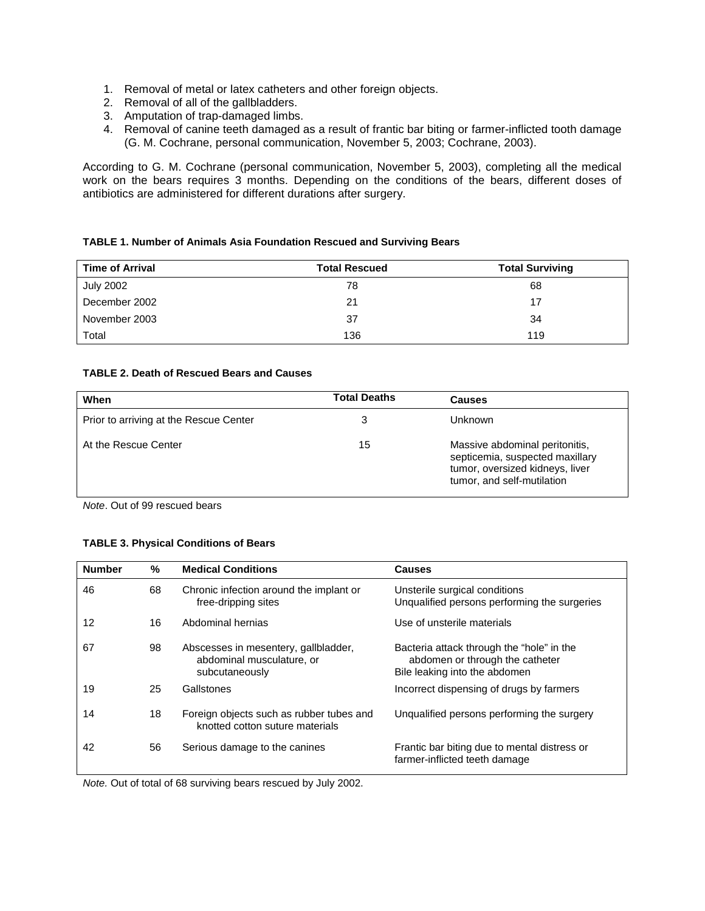1. Removal of metal or latex catheters and other foreign objects.
2. Removal of all of the gallbladders.
3. Amputation of trap-damaged limbs.
4. Removal of canine teeth damaged as a result of frantic bar biting or farmer-inflicted tooth damage (G. M. Cochrane, personal communication, November 5, 2003; Cochrane, 2003).

According to G. M. Cochrane (personal communication, November 5, 2003), completing all the medical work on the bears requires 3 months. Depending on the conditions of the bears, different doses of antibiotics are administered for different durations after surgery.

**TABLE 1. Number of Animals Asia Foundation Rescued and Surviving Bears**

| Time of Arrival | Total Rescued | Total Surviving |
|---|---|---|
| July 2002 | 78 | 68 |
| December 2002 | 21 | 17 |
| November 2003 | 37 | 34 |
| Total | 136 | 119 |

**TABLE 2. Death of Rescued Bears and Causes**

| When | Total Deaths | Causes |
|---|---|---|
| Prior to arriving at the Rescue Center | 3 | Unknown |
| At the Rescue Center | 15 | Massive abdominal peritonitis, septicemia, suspected maxillary tumor, oversized kidneys, liver tumor, and self-mutilation |

*Note*. Out of 99 rescued bears

**TABLE 3. Physical Conditions of Bears**

| Number | % | Medical Conditions | Causes |
|---|---|---|---|
| 46 | 68 | Chronic infection around the implant or free-dripping sites | Unsterile surgical conditions<br>Unqualified persons performing the surgeries |
| 12 | 16 | Abdominal hernias | Use of unsterile materials |
| 67 | 98 | Abscesses in mesentery, gallbladder, abdominal musculature, or subcutaneously | Bacteria attack through the "hole" in the abdomen or through the catheter<br>Bile leaking into the abdomen |
| 19 | 25 | Gallstones | Incorrect dispensing of drugs by farmers |
| 14 | 18 | Foreign objects such as rubber tubes and knotted cotton suture materials | Unqualified persons performing the surgery |
| 42 | 56 | Serious damage to the canines | Frantic bar biting due to mental distress or farmer-inflicted teeth damage |

*Note.* Out of total of 68 surviving bears rescued by July 2002.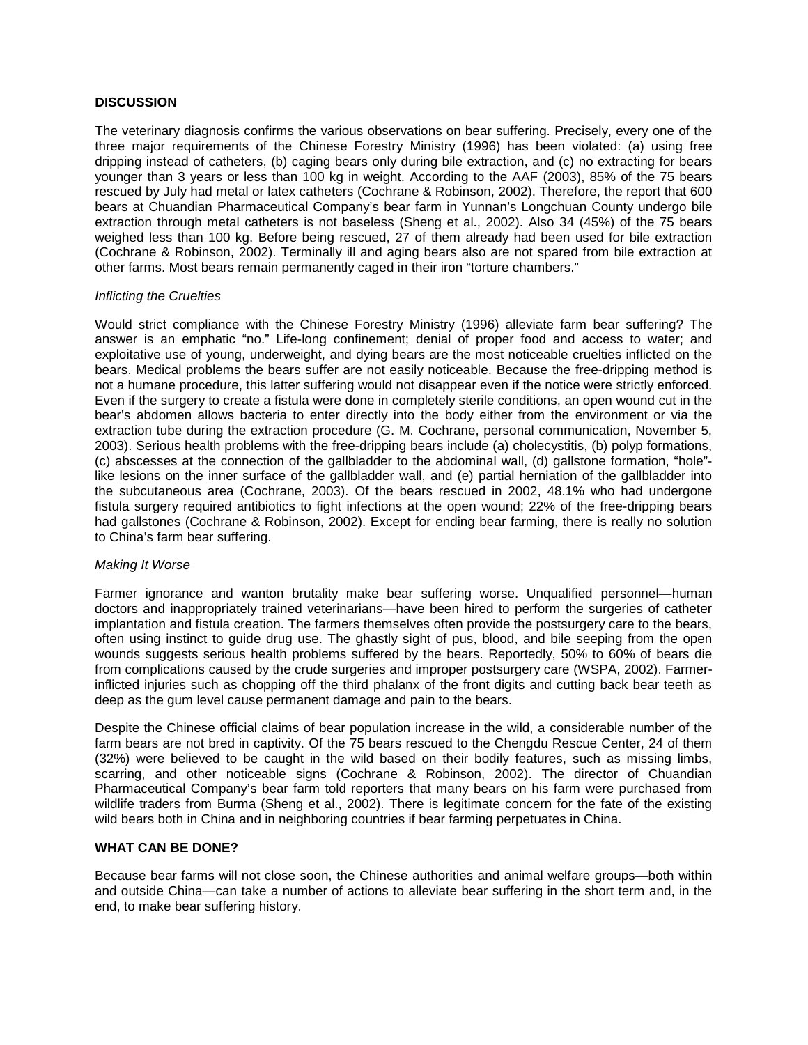## DISCUSSION

The veterinary diagnosis confirms the various observations on bear suffering. Precisely, every one of the three major requirements of the Chinese Forestry Ministry (1996) has been violated: (a) using free dripping instead of catheters, (b) caging bears only during bile extraction, and (c) no extracting for bears younger than 3 years or less than 100 kg in weight. According to the AAF (2003), 85% of the 75 bears rescued by July had metal or latex catheters (Cochrane & Robinson, 2002). Therefore, the report that 600 bears at Chuandian Pharmaceutical Company's bear farm in Yunnan's Longchuan County undergo bile extraction through metal catheters is not baseless (Sheng et al., 2002). Also 34 (45%) of the 75 bears weighed less than 100 kg. Before being rescued, 27 of them already had been used for bile extraction (Cochrane & Robinson, 2002). Terminally ill and aging bears also are not spared from bile extraction at other farms. Most bears remain permanently caged in their iron "torture chambers."

### *Inflicting the Cruelties*

Would strict compliance with the Chinese Forestry Ministry (1996) alleviate farm bear suffering? The answer is an emphatic "no." Life-long confinement; denial of proper food and access to water; and exploitative use of young, underweight, and dying bears are the most noticeable cruelties inflicted on the bears. Medical problems the bears suffer are not easily noticeable. Because the free-dripping method is not a humane procedure, this latter suffering would not disappear even if the notice were strictly enforced. Even if the surgery to create a fistula were done in completely sterile conditions, an open wound cut in the bear's abdomen allows bacteria to enter directly into the body either from the environment or via the extraction tube during the extraction procedure (G. M. Cochrane, personal communication, November 5, 2003). Serious health problems with the free-dripping bears include (a) cholecystitis, (b) polyp formations, (c) abscesses at the connection of the gallbladder to the abdominal wall, (d) gallstone formation, "hole"-like lesions on the inner surface of the gallbladder wall, and (e) partial herniation of the gallbladder into the subcutaneous area (Cochrane, 2003). Of the bears rescued in 2002, 48.1% who had undergone fistula surgery required antibiotics to fight infections at the open wound; 22% of the free-dripping bears had gallstones (Cochrane & Robinson, 2002). Except for ending bear farming, there is really no solution to China's farm bear suffering.

### *Making It Worse*

Farmer ignorance and wanton brutality make bear suffering worse. Unqualified personnel—human doctors and inappropriately trained veterinarians—have been hired to perform the surgeries of catheter implantation and fistula creation. The farmers themselves often provide the postsurgery care to the bears, often using instinct to guide drug use. The ghastly sight of pus, blood, and bile seeping from the open wounds suggests serious health problems suffered by the bears. Reportedly, 50% to 60% of bears die from complications caused by the crude surgeries and improper postsurgery care (WSPA, 2002). Farmer-inflicted injuries such as chopping off the third phalanx of the front digits and cutting back bear teeth as deep as the gum level cause permanent damage and pain to the bears.

Despite the Chinese official claims of bear population increase in the wild, a considerable number of the farm bears are not bred in captivity. Of the 75 bears rescued to the Chengdu Rescue Center, 24 of them (32%) were believed to be caught in the wild based on their bodily features, such as missing limbs, scarring, and other noticeable signs (Cochrane & Robinson, 2002). The director of Chuandian Pharmaceutical Company's bear farm told reporters that many bears on his farm were purchased from wildlife traders from Burma (Sheng et al., 2002). There is legitimate concern for the fate of the existing wild bears both in China and in neighboring countries if bear farming perpetuates in China.

## WHAT CAN BE DONE?

Because bear farms will not close soon, the Chinese authorities and animal welfare groups—both within and outside China—can take a number of actions to alleviate bear suffering in the short term and, in the end, to make bear suffering history.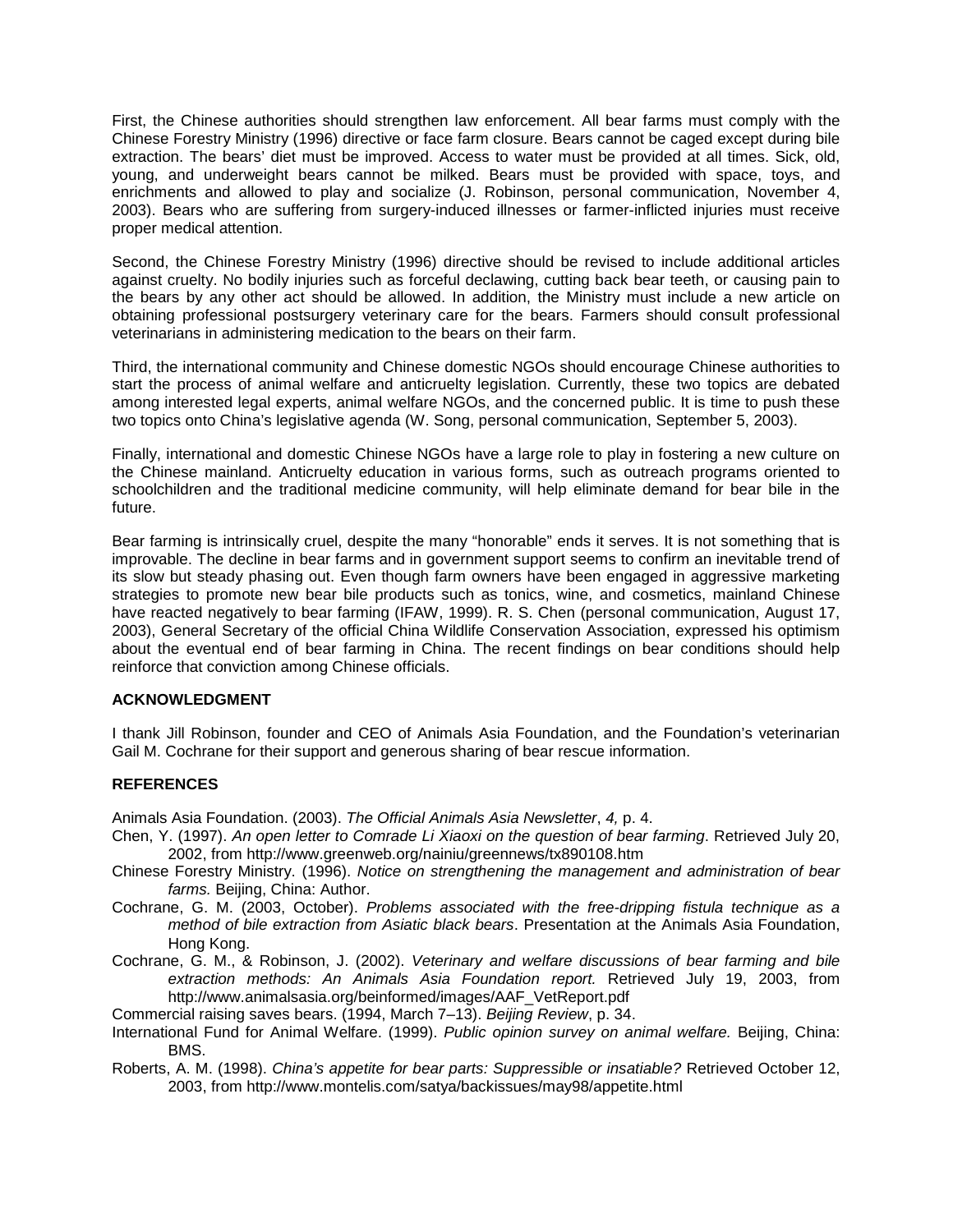First, the Chinese authorities should strengthen law enforcement. All bear farms must comply with the Chinese Forestry Ministry (1996) directive or face farm closure. Bears cannot be caged except during bile extraction. The bears' diet must be improved. Access to water must be provided at all times. Sick, old, young, and underweight bears cannot be milked. Bears must be provided with space, toys, and enrichments and allowed to play and socialize (J. Robinson, personal communication, November 4, 2003). Bears who are suffering from surgery-induced illnesses or farmer-inflicted injuries must receive proper medical attention.

Second, the Chinese Forestry Ministry (1996) directive should be revised to include additional articles against cruelty. No bodily injuries such as forceful declawing, cutting back bear teeth, or causing pain to the bears by any other act should be allowed. In addition, the Ministry must include a new article on obtaining professional postsurgery veterinary care for the bears. Farmers should consult professional veterinarians in administering medication to the bears on their farm.

Third, the international community and Chinese domestic NGOs should encourage Chinese authorities to start the process of animal welfare and anticruelty legislation. Currently, these two topics are debated among interested legal experts, animal welfare NGOs, and the concerned public. It is time to push these two topics onto China's legislative agenda (W. Song, personal communication, September 5, 2003).

Finally, international and domestic Chinese NGOs have a large role to play in fostering a new culture on the Chinese mainland. Anticruelty education in various forms, such as outreach programs oriented to schoolchildren and the traditional medicine community, will help eliminate demand for bear bile in the future.

Bear farming is intrinsically cruel, despite the many "honorable" ends it serves. It is not something that is improvable. The decline in bear farms and in government support seems to confirm an inevitable trend of its slow but steady phasing out. Even though farm owners have been engaged in aggressive marketing strategies to promote new bear bile products such as tonics, wine, and cosmetics, mainland Chinese have reacted negatively to bear farming (IFAW, 1999). R. S. Chen (personal communication, August 17, 2003), General Secretary of the official China Wildlife Conservation Association, expressed his optimism about the eventual end of bear farming in China. The recent findings on bear conditions should help reinforce that conviction among Chinese officials.

## ACKNOWLEDGMENT

I thank Jill Robinson, founder and CEO of Animals Asia Foundation, and the Foundation's veterinarian Gail M. Cochrane for their support and generous sharing of bear rescue information.

## REFERENCES

Animals Asia Foundation. (2003). *The Official Animals Asia Newsletter*, *4,* p. 4.

Chen, Y. (1997). *An open letter to Comrade Li Xiaoxi on the question of bear farming*. Retrieved July 20, 2002, from http://www.greenweb.org/nainiu/greennews/tx890108.htm

Chinese Forestry Ministry. (1996). *Notice on strengthening the management and administration of bear farms.* Beijing, China: Author.

Cochrane, G. M. (2003, October). *Problems associated with the free-dripping fistula technique as a method of bile extraction from Asiatic black bears*. Presentation at the Animals Asia Foundation, Hong Kong.

Cochrane, G. M., & Robinson, J. (2002). *Veterinary and welfare discussions of bear farming and bile extraction methods: An Animals Asia Foundation report.* Retrieved July 19, 2003, from http://www.animalsasia.org/beinformed/images/AAF_VetReport.pdf

Commercial raising saves bears. (1994, March 7–13). *Beijing Review*, p. 34.

International Fund for Animal Welfare. (1999). *Public opinion survey on animal welfare.* Beijing, China: BMS.

Roberts, A. M. (1998). *China's appetite for bear parts: Suppressible or insatiable?* Retrieved October 12, 2003, from http://www.montelis.com/satya/backissues/may98/appetite.html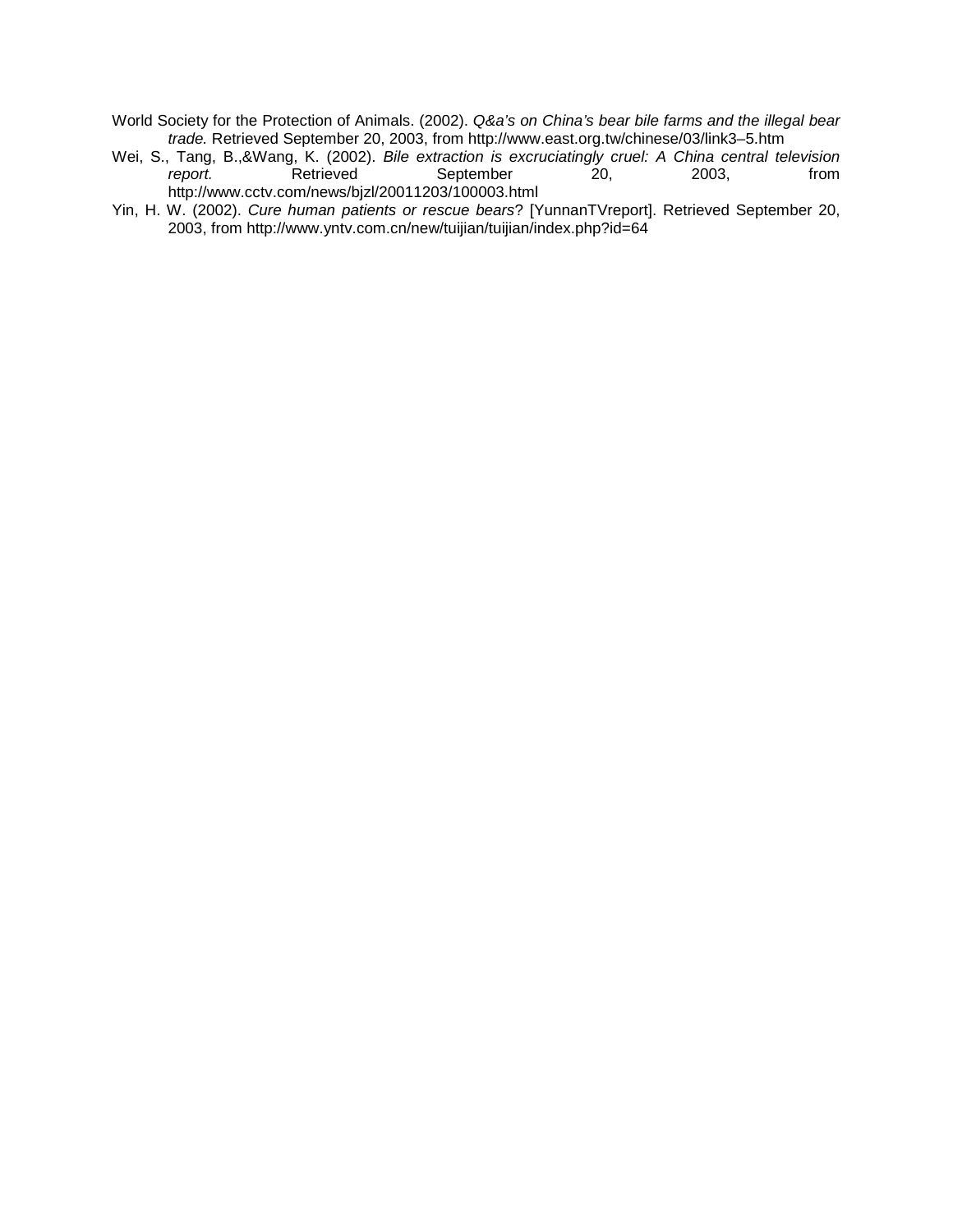World Society for the Protection of Animals. (2002). *Q&a's on China's bear bile farms and the illegal bear trade.* Retrieved September 20, 2003, from http://www.east.org.tw/chinese/03/link3–5.htm

Wei, S., Tang, B.,&Wang, K. (2002). *Bile extraction is excruciatingly cruel: A China central television report.* Retrieved September 20, 2003, from http://www.cctv.com/news/bjzl/20011203/100003.html

Yin, H. W. (2002). *Cure human patients or rescue bears*? [YunnanTVreport]. Retrieved September 20, 2003, from http://www.yntv.com.cn/new/tuijian/tuijian/index.php?id=64